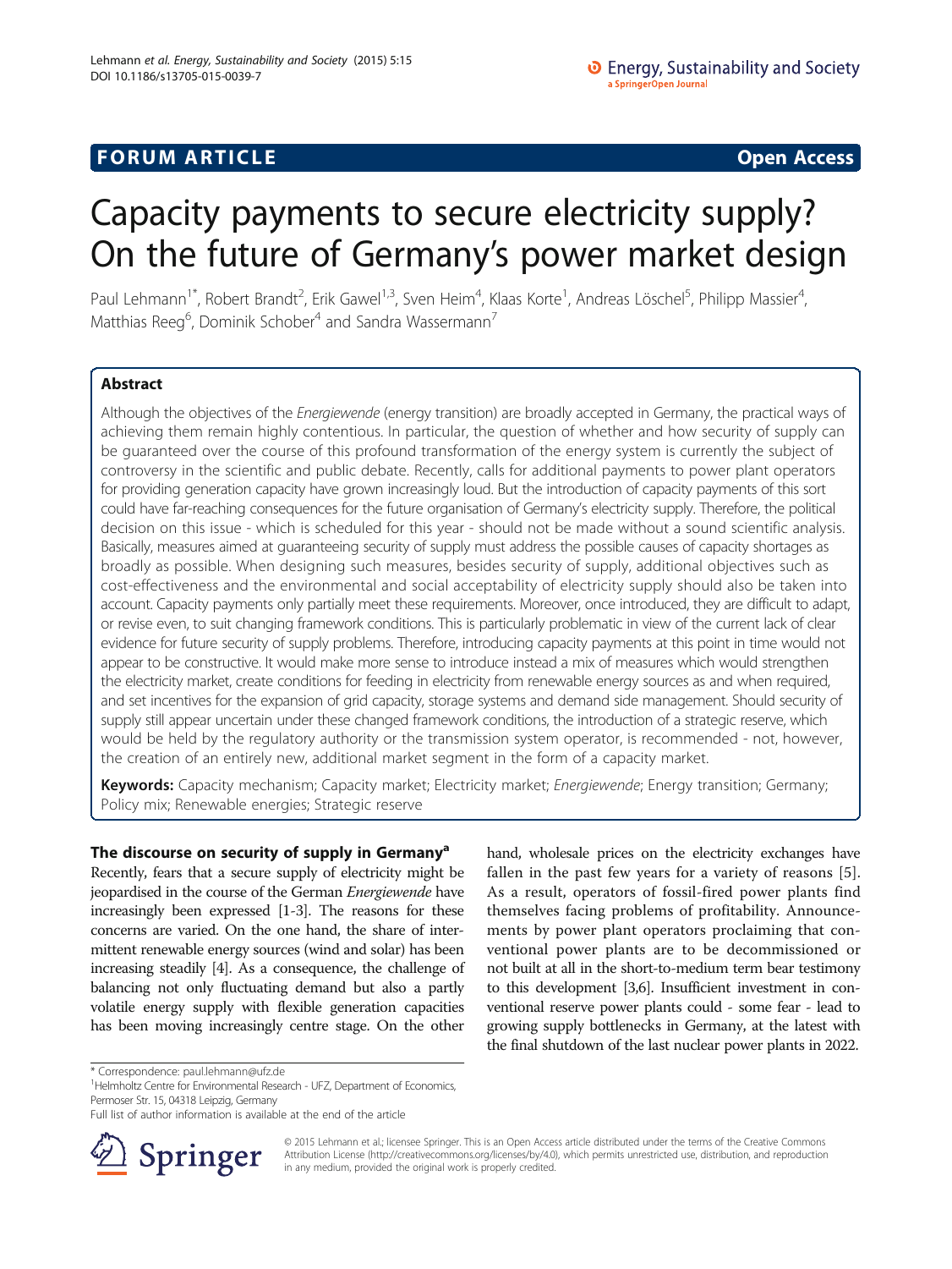**FORUM ARTICLE** **Open Access**

# Capacity payments to secure electricity supply? On the future of Germany's power market design

Paul Lehmann[1*], Robert Brandt[2], Erik Gawel[1,3], Sven Heim[4], Klaas Korte[1], Andreas Löschel[5], Philipp Massier[4], Matthias Reeg[6], Dominik Schober[4] and Sandra Wassermann[7]

## Abstract

Although the objectives of the *Energiewende* (energy transition) are broadly accepted in Germany, the practical ways of achieving them remain highly contentious. In particular, the question of whether and how security of supply can be guaranteed over the course of this profound transformation of the energy system is currently the subject of controversy in the scientific and public debate. Recently, calls for additional payments to power plant operators for providing generation capacity have grown increasingly loud. But the introduction of capacity payments of this sort could have far-reaching consequences for the future organisation of Germany's electricity supply. Therefore, the political decision on this issue - which is scheduled for this year - should not be made without a sound scientific analysis. Basically, measures aimed at guaranteeing security of supply must address the possible causes of capacity shortages as broadly as possible. When designing such measures, besides security of supply, additional objectives such as cost-effectiveness and the environmental and social acceptability of electricity supply should also be taken into account. Capacity payments only partially meet these requirements. Moreover, once introduced, they are difficult to adapt, or revise even, to suit changing framework conditions. This is particularly problematic in view of the current lack of clear evidence for future security of supply problems. Therefore, introducing capacity payments at this point in time would not appear to be constructive. It would make more sense to introduce instead a mix of measures which would strengthen the electricity market, create conditions for feeding in electricity from renewable energy sources as and when required, and set incentives for the expansion of grid capacity, storage systems and demand side management. Should security of supply still appear uncertain under these changed framework conditions, the introduction of a strategic reserve, which would be held by the regulatory authority or the transmission system operator, is recommended - not, however, the creation of an entirely new, additional market segment in the form of a capacity market.

**Keywords:** Capacity mechanism; Capacity market; Electricity market; *Energiewende*; Energy transition; Germany; Policy mix; Renewable energies; Strategic reserve

### The discourse on security of supply in Germany[a]

Recently, fears that a secure supply of electricity might be jeopardised in the course of the German *Energiewende* have increasingly been expressed [1-3]. The reasons for these concerns are varied. On the one hand, the share of intermittent renewable energy sources (wind and solar) has been increasing steadily [4]. As a consequence, the challenge of balancing not only fluctuating demand but also a partly volatile energy supply with flexible generation capacities has been moving increasingly centre stage. On the other hand, wholesale prices on the electricity exchanges have fallen in the past few years for a variety of reasons [5]. As a result, operators of fossil-fired power plants find themselves facing problems of profitability. Announcements by power plant operators proclaiming that conventional power plants are to be decommissioned or not built at all in the short-to-medium term bear testimony to this development [3,6]. Insufficient investment in conventional reserve power plants could - some fear - lead to growing supply bottlenecks in Germany, at the latest with the final shutdown of the last nuclear power plants in 2022.

\* Correspondence: paul.lehmann@ufz.de
[1]Helmholtz Centre for Environmental Research - UFZ, Department of Economics, Permoser Str. 15, 04318 Leipzig, Germany
Full list of author information is available at the end of the article

© 2015 Lehmann et al.; licensee Springer. This is an Open Access article distributed under the terms of the Creative Commons Attribution License (http://creativecommons.org/licenses/by/4.0), which permits unrestricted use, distribution, and reproduction in any medium, provided the original work is properly credited.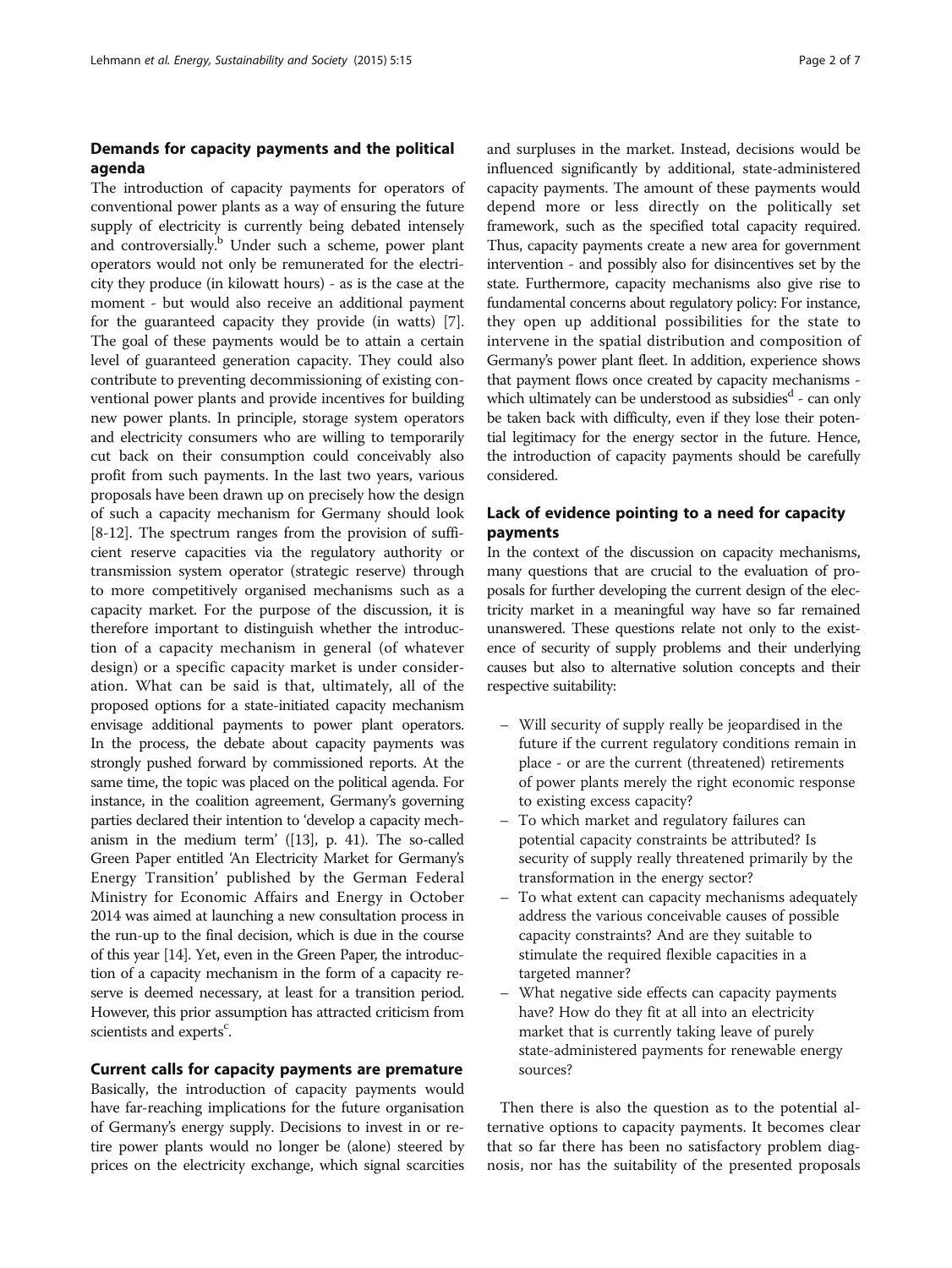## Demands for capacity payments and the political agenda

The introduction of capacity payments for operators of conventional power plants as a way of ensuring the future supply of electricity is currently being debated intensely and controversially.[b] Under such a scheme, power plant operators would not only be remunerated for the electricity they produce (in kilowatt hours) - as is the case at the moment - but would also receive an additional payment for the guaranteed capacity they provide (in watts) [7]. The goal of these payments would be to attain a certain level of guaranteed generation capacity. They could also contribute to preventing decommissioning of existing conventional power plants and provide incentives for building new power plants. In principle, storage system operators and electricity consumers who are willing to temporarily cut back on their consumption could conceivably also profit from such payments. In the last two years, various proposals have been drawn up on precisely how the design of such a capacity mechanism for Germany should look [8-12]. The spectrum ranges from the provision of sufficient reserve capacities via the regulatory authority or transmission system operator (strategic reserve) through to more competitively organised mechanisms such as a capacity market. For the purpose of the discussion, it is therefore important to distinguish whether the introduction of a capacity mechanism in general (of whatever design) or a specific capacity market is under consideration. What can be said is that, ultimately, all of the proposed options for a state-initiated capacity mechanism envisage additional payments to power plant operators. In the process, the debate about capacity payments was strongly pushed forward by commissioned reports. At the same time, the topic was placed on the political agenda. For instance, in the coalition agreement, Germany's governing parties declared their intention to 'develop a capacity mechanism in the medium term' ([13], p. 41). The so-called Green Paper entitled 'An Electricity Market for Germany's Energy Transition' published by the German Federal Ministry for Economic Affairs and Energy in October 2014 was aimed at launching a new consultation process in the run-up to the final decision, which is due in the course of this year [14]. Yet, even in the Green Paper, the introduction of a capacity mechanism in the form of a capacity reserve is deemed necessary, at least for a transition period. However, this prior assumption has attracted criticism from scientists and experts[c].

## Current calls for capacity payments are premature

Basically, the introduction of capacity payments would have far-reaching implications for the future organisation of Germany's energy supply. Decisions to invest in or retire power plants would no longer be (alone) steered by prices on the electricity exchange, which signal scarcities and surpluses in the market. Instead, decisions would be influenced significantly by additional, state-administered capacity payments. The amount of these payments would depend more or less directly on the politically set framework, such as the specified total capacity required. Thus, capacity payments create a new area for government intervention - and possibly also for disincentives set by the state. Furthermore, capacity mechanisms also give rise to fundamental concerns about regulatory policy: For instance, they open up additional possibilities for the state to intervene in the spatial distribution and composition of Germany's power plant fleet. In addition, experience shows that payment flows once created by capacity mechanisms - which ultimately can be understood as subsidies[d] - can only be taken back with difficulty, even if they lose their potential legitimacy for the energy sector in the future. Hence, the introduction of capacity payments should be carefully considered.

## Lack of evidence pointing to a need for capacity payments

In the context of the discussion on capacity mechanisms, many questions that are crucial to the evaluation of proposals for further developing the current design of the electricity market in a meaningful way have so far remained unanswered. These questions relate not only to the existence of security of supply problems and their underlying causes but also to alternative solution concepts and their respective suitability:

- Will security of supply really be jeopardised in the future if the current regulatory conditions remain in place - or are the current (threatened) retirements of power plants merely the right economic response to existing excess capacity?
- To which market and regulatory failures can potential capacity constraints be attributed? Is security of supply really threatened primarily by the transformation in the energy sector?
- To what extent can capacity mechanisms adequately address the various conceivable causes of possible capacity constraints? And are they suitable to stimulate the required flexible capacities in a targeted manner?
- What negative side effects can capacity payments have? How do they fit at all into an electricity market that is currently taking leave of purely state-administered payments for renewable energy sources?

Then there is also the question as to the potential alternative options to capacity payments. It becomes clear that so far there has been no satisfactory problem diagnosis, nor has the suitability of the presented proposals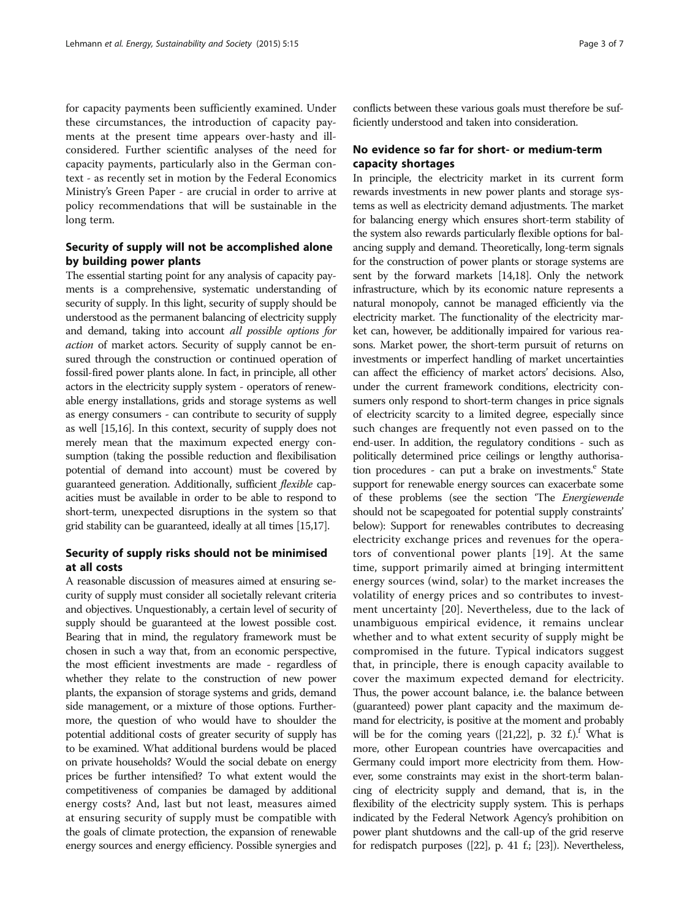for capacity payments been sufficiently examined. Under these circumstances, the introduction of capacity payments at the present time appears over-hasty and ill-considered. Further scientific analyses of the need for capacity payments, particularly also in the German context - as recently set in motion by the Federal Economics Ministry's Green Paper - are crucial in order to arrive at policy recommendations that will be sustainable in the long term.

## Security of supply will not be accomplished alone by building power plants

The essential starting point for any analysis of capacity payments is a comprehensive, systematic understanding of security of supply. In this light, security of supply should be understood as the permanent balancing of electricity supply and demand, taking into account *all possible options for action* of market actors. Security of supply cannot be ensured through the construction or continued operation of fossil-fired power plants alone. In fact, in principle, all other actors in the electricity supply system - operators of renewable energy installations, grids and storage systems as well as energy consumers - can contribute to security of supply as well [15,16]. In this context, security of supply does not merely mean that the maximum expected energy consumption (taking the possible reduction and flexibilisation potential of demand into account) must be covered by guaranteed generation. Additionally, sufficient *flexible* capacities must be available in order to be able to respond to short-term, unexpected disruptions in the system so that grid stability can be guaranteed, ideally at all times [15,17].

## Security of supply risks should not be minimised at all costs

A reasonable discussion of measures aimed at ensuring security of supply must consider all societally relevant criteria and objectives. Unquestionably, a certain level of security of supply should be guaranteed at the lowest possible cost. Bearing that in mind, the regulatory framework must be chosen in such a way that, from an economic perspective, the most efficient investments are made - regardless of whether they relate to the construction of new power plants, the expansion of storage systems and grids, demand side management, or a mixture of those options. Furthermore, the question of who would have to shoulder the potential additional costs of greater security of supply has to be examined. What additional burdens would be placed on private households? Would the social debate on energy prices be further intensified? To what extent would the competitiveness of companies be damaged by additional energy costs? And, last but not least, measures aimed at ensuring security of supply must be compatible with the goals of climate protection, the expansion of renewable energy sources and energy efficiency. Possible synergies and conflicts between these various goals must therefore be sufficiently understood and taken into consideration.

## No evidence so far for short- or medium-term capacity shortages

In principle, the electricity market in its current form rewards investments in new power plants and storage systems as well as electricity demand adjustments. The market for balancing energy which ensures short-term stability of the system also rewards particularly flexible options for balancing supply and demand. Theoretically, long-term signals for the construction of power plants or storage systems are sent by the forward markets [14,18]. Only the network infrastructure, which by its economic nature represents a natural monopoly, cannot be managed efficiently via the electricity market. The functionality of the electricity market can, however, be additionally impaired for various reasons. Market power, the short-term pursuit of returns on investments or imperfect handling of market uncertainties can affect the efficiency of market actors' decisions. Also, under the current framework conditions, electricity consumers only respond to short-term changes in price signals of electricity scarcity to a limited degree, especially since such changes are frequently not even passed on to the end-user. In addition, the regulatory conditions - such as politically determined price ceilings or lengthy authorisation procedures - can put a brake on investments.[e] State support for renewable energy sources can exacerbate some of these problems (see the section 'The *Energiewende* should not be scapegoated for potential supply constraints' below): Support for renewables contributes to decreasing electricity exchange prices and revenues for the operators of conventional power plants [19]. At the same time, support primarily aimed at bringing intermittent energy sources (wind, solar) to the market increases the volatility of energy prices and so contributes to investment uncertainty [20]. Nevertheless, due to the lack of unambiguous empirical evidence, it remains unclear whether and to what extent security of supply might be compromised in the future. Typical indicators suggest that, in principle, there is enough capacity available to cover the maximum expected demand for electricity. Thus, the power account balance, i.e. the balance between (guaranteed) power plant capacity and the maximum demand for electricity, is positive at the moment and probably will be for the coming years ([21,22], p. 32 f.).[f] What is more, other European countries have overcapacities and Germany could import more electricity from them. However, some constraints may exist in the short-term balancing of electricity supply and demand, that is, in the flexibility of the electricity supply system. This is perhaps indicated by the Federal Network Agency's prohibition on power plant shutdowns and the call-up of the grid reserve for redispatch purposes ([22], p. 41 f.; [23]). Nevertheless,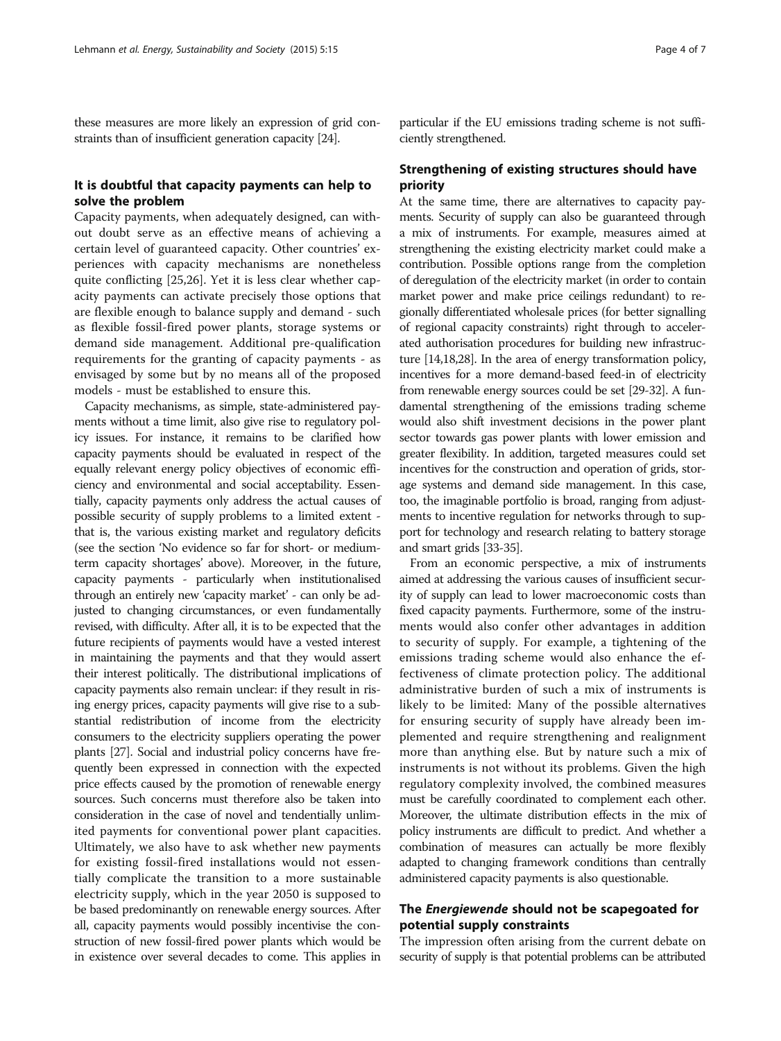these measures are more likely an expression of grid constraints than of insufficient generation capacity [24].

## It is doubtful that capacity payments can help to solve the problem

Capacity payments, when adequately designed, can without doubt serve as an effective means of achieving a certain level of guaranteed capacity. Other countries' experiences with capacity mechanisms are nonetheless quite conflicting [25,26]. Yet it is less clear whether capacity payments can activate precisely those options that are flexible enough to balance supply and demand - such as flexible fossil-fired power plants, storage systems or demand side management. Additional pre-qualification requirements for the granting of capacity payments - as envisaged by some but by no means all of the proposed models - must be established to ensure this.

Capacity mechanisms, as simple, state-administered payments without a time limit, also give rise to regulatory policy issues. For instance, it remains to be clarified how capacity payments should be evaluated in respect of the equally relevant energy policy objectives of economic efficiency and environmental and social acceptability. Essentially, capacity payments only address the actual causes of possible security of supply problems to a limited extent - that is, the various existing market and regulatory deficits (see the section 'No evidence so far for short- or medium-term capacity shortages' above). Moreover, in the future, capacity payments - particularly when institutionalised through an entirely new 'capacity market' - can only be adjusted to changing circumstances, or even fundamentally revised, with difficulty. After all, it is to be expected that the future recipients of payments would have a vested interest in maintaining the payments and that they would assert their interest politically. The distributional implications of capacity payments also remain unclear: if they result in rising energy prices, capacity payments will give rise to a substantial redistribution of income from the electricity consumers to the electricity suppliers operating the power plants [27]. Social and industrial policy concerns have frequently been expressed in connection with the expected price effects caused by the promotion of renewable energy sources. Such concerns must therefore also be taken into consideration in the case of novel and tendentially unlimited payments for conventional power plant capacities. Ultimately, we also have to ask whether new payments for existing fossil-fired installations would not essentially complicate the transition to a more sustainable electricity supply, which in the year 2050 is supposed to be based predominantly on renewable energy sources. After all, capacity payments would possibly incentivise the construction of new fossil-fired power plants which would be in existence over several decades to come. This applies in particular if the EU emissions trading scheme is not sufficiently strengthened.

## Strengthening of existing structures should have priority

At the same time, there are alternatives to capacity payments. Security of supply can also be guaranteed through a mix of instruments. For example, measures aimed at strengthening the existing electricity market could make a contribution. Possible options range from the completion of deregulation of the electricity market (in order to contain market power and make price ceilings redundant) to regionally differentiated wholesale prices (for better signalling of regional capacity constraints) right through to accelerated authorisation procedures for building new infrastructure [14,18,28]. In the area of energy transformation policy, incentives for a more demand-based feed-in of electricity from renewable energy sources could be set [29-32]. A fundamental strengthening of the emissions trading scheme would also shift investment decisions in the power plant sector towards gas power plants with lower emission and greater flexibility. In addition, targeted measures could set incentives for the construction and operation of grids, storage systems and demand side management. In this case, too, the imaginable portfolio is broad, ranging from adjustments to incentive regulation for networks through to support for technology and research relating to battery storage and smart grids [33-35].

From an economic perspective, a mix of instruments aimed at addressing the various causes of insufficient security of supply can lead to lower macroeconomic costs than fixed capacity payments. Furthermore, some of the instruments would also confer other advantages in addition to security of supply. For example, a tightening of the emissions trading scheme would also enhance the effectiveness of climate protection policy. The additional administrative burden of such a mix of instruments is likely to be limited: Many of the possible alternatives for ensuring security of supply have already been implemented and require strengthening and realignment more than anything else. But by nature such a mix of instruments is not without its problems. Given the high regulatory complexity involved, the combined measures must be carefully coordinated to complement each other. Moreover, the ultimate distribution effects in the mix of policy instruments are difficult to predict. And whether a combination of measures can actually be more flexibly adapted to changing framework conditions than centrally administered capacity payments is also questionable.

## The *Energiewende* should not be scapegoated for potential supply constraints

The impression often arising from the current debate on security of supply is that potential problems can be attributed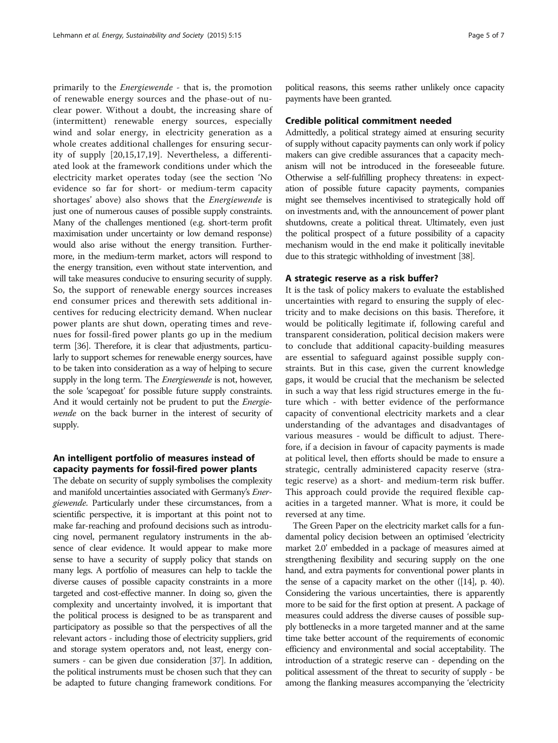primarily to the *Energiewende* - that is, the promotion of renewable energy sources and the phase-out of nuclear power. Without a doubt, the increasing share of (intermittent) renewable energy sources, especially wind and solar energy, in electricity generation as a whole creates additional challenges for ensuring security of supply [20,15,17,19]. Nevertheless, a differentiated look at the framework conditions under which the electricity market operates today (see the section 'No evidence so far for short- or medium-term capacity shortages' above) also shows that the *Energiewende* is just one of numerous causes of possible supply constraints. Many of the challenges mentioned (e.g. short-term profit maximisation under uncertainty or low demand response) would also arise without the energy transition. Furthermore, in the medium-term market, actors will respond to the energy transition, even without state intervention, and will take measures conducive to ensuring security of supply. So, the support of renewable energy sources increases end consumer prices and therewith sets additional incentives for reducing electricity demand. When nuclear power plants are shut down, operating times and revenues for fossil-fired power plants go up in the medium term [36]. Therefore, it is clear that adjustments, particularly to support schemes for renewable energy sources, have to be taken into consideration as a way of helping to secure supply in the long term. The *Energiewende* is not, however, the sole 'scapegoat' for possible future supply constraints. And it would certainly not be prudent to put the *Energiewende* on the back burner in the interest of security of supply.

## An intelligent portfolio of measures instead of capacity payments for fossil-fired power plants

The debate on security of supply symbolises the complexity and manifold uncertainties associated with Germany's *Energiewende*. Particularly under these circumstances, from a scientific perspective, it is important at this point not to make far-reaching and profound decisions such as introducing novel, permanent regulatory instruments in the absence of clear evidence. It would appear to make more sense to have a security of supply policy that stands on many legs. A portfolio of measures can help to tackle the diverse causes of possible capacity constraints in a more targeted and cost-effective manner. In doing so, given the complexity and uncertainty involved, it is important that the political process is designed to be as transparent and participatory as possible so that the perspectives of all the relevant actors - including those of electricity suppliers, grid and storage system operators and, not least, energy consumers - can be given due consideration [37]. In addition, the political instruments must be chosen such that they can be adapted to future changing framework conditions. For political reasons, this seems rather unlikely once capacity payments have been granted.

### Credible political commitment needed

Admittedly, a political strategy aimed at ensuring security of supply without capacity payments can only work if policy makers can give credible assurances that a capacity mechanism will not be introduced in the foreseeable future. Otherwise a self-fulfilling prophecy threatens: in expectation of possible future capacity payments, companies might see themselves incentivised to strategically hold off on investments and, with the announcement of power plant shutdowns, create a political threat. Ultimately, even just the political prospect of a future possibility of a capacity mechanism would in the end make it politically inevitable due to this strategic withholding of investment [38].

### A strategic reserve as a risk buffer?

It is the task of policy makers to evaluate the established uncertainties with regard to ensuring the supply of electricity and to make decisions on this basis. Therefore, it would be politically legitimate if, following careful and transparent consideration, political decision makers were to conclude that additional capacity-building measures are essential to safeguard against possible supply constraints. But in this case, given the current knowledge gaps, it would be crucial that the mechanism be selected in such a way that less rigid structures emerge in the future which - with better evidence of the performance capacity of conventional electricity markets and a clear understanding of the advantages and disadvantages of various measures - would be difficult to adjust. Therefore, if a decision in favour of capacity payments is made at political level, then efforts should be made to ensure a strategic, centrally administered capacity reserve (strategic reserve) as a short- and medium-term risk buffer. This approach could provide the required flexible capacities in a targeted manner. What is more, it could be reversed at any time.

The Green Paper on the electricity market calls for a fundamental policy decision between an optimised 'electricity market 2.0' embedded in a package of measures aimed at strengthening flexibility and securing supply on the one hand, and extra payments for conventional power plants in the sense of a capacity market on the other ([14], p. 40). Considering the various uncertainties, there is apparently more to be said for the first option at present. A package of measures could address the diverse causes of possible supply bottlenecks in a more targeted manner and at the same time take better account of the requirements of economic efficiency and environmental and social acceptability. The introduction of a strategic reserve can - depending on the political assessment of the threat to security of supply - be among the flanking measures accompanying the 'electricity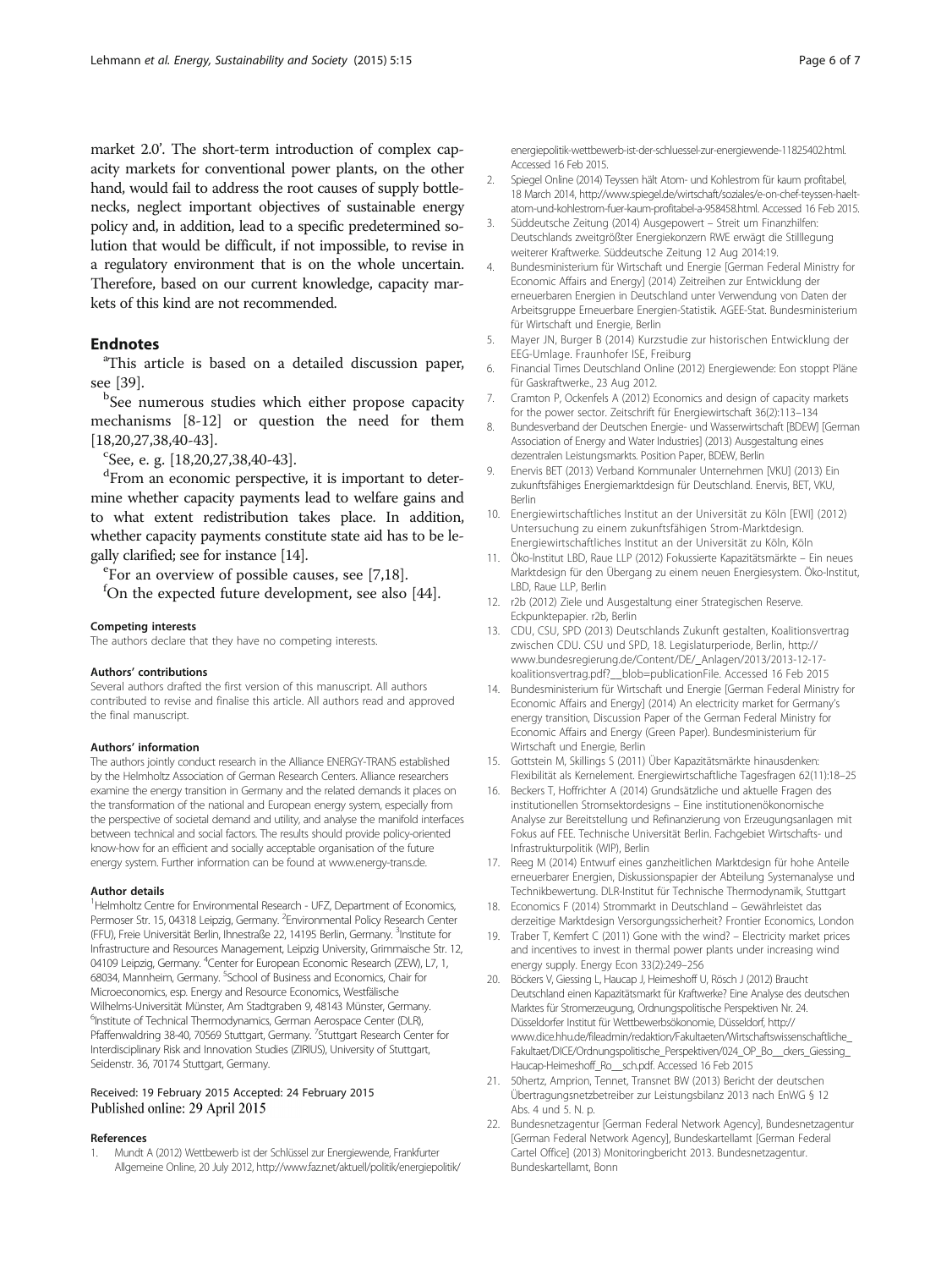market 2.0'. The short-term introduction of complex capacity markets for conventional power plants, on the other hand, would fail to address the root causes of supply bottlenecks, neglect important objectives of sustainable energy policy and, in addition, lead to a specific predetermined solution that would be difficult, if not impossible, to revise in a regulatory environment that is on the whole uncertain. Therefore, based on our current knowledge, capacity markets of this kind are not recommended.

## Endnotes

[a]This article is based on a detailed discussion paper, see [39].

[b]See numerous studies which either propose capacity mechanisms [8-12] or question the need for them [18,20,27,38,40-43].

[c]See, e. g. [18,20,27,38,40-43].

[d]From an economic perspective, it is important to determine whether capacity payments lead to welfare gains and to what extent redistribution takes place. In addition, whether capacity payments constitute state aid has to be legally clarified; see for instance [14].

[e]For an overview of possible causes, see [7,18].

[f]On the expected future development, see also [44].

#### Competing interests

The authors declare that they have no competing interests.

#### Authors' contributions

Several authors drafted the first version of this manuscript. All authors contributed to revise and finalise this article. All authors read and approved the final manuscript.

#### Authors' information

The authors jointly conduct research in the Alliance ENERGY-TRANS established by the Helmholtz Association of German Research Centers. Alliance researchers examine the energy transition in Germany and the related demands it places on the transformation of the national and European energy system, especially from the perspective of societal demand and utility, and analyse the manifold interfaces between technical and social factors. The results should provide policy-oriented know-how for an efficient and socially acceptable organisation of the future energy system. Further information can be found at www.energy-trans.de.

#### Author details

[1]Helmholtz Centre for Environmental Research - UFZ, Department of Economics, Permoser Str. 15, 04318 Leipzig, Germany. [2]Environmental Policy Research Center (FFU), Freie Universität Berlin, Ihnestraße 22, 14195 Berlin, Germany. [3]Institute for Infrastructure and Resources Management, Leipzig University, Grimmaische Str. 12, 04109 Leipzig, Germany. [4]Center for European Economic Research (ZEW), L7, 1, 68034, Mannheim, Germany. [5]School of Business and Economics, Chair for Microeconomics, esp. Energy and Resource Economics, Westfälische Wilhelms-Universität Münster, Am Stadtgraben 9, 48143 Münster, Germany. [6]Institute of Technical Thermodynamics, German Aerospace Center (DLR), Pfaffenwaldring 38-40, 70569 Stuttgart, Germany. [7]Stuttgart Research Center for Interdisciplinary Risk and Innovation Studies (ZIRIUS), University of Stuttgart, Seidenstr. 36, 70174 Stuttgart, Germany.

Received: 19 February 2015 Accepted: 24 February 2015
Published online: 29 April 2015

#### References

1. Mundt A (2012) Wettbewerb ist der Schlüssel zur Energiewende, Frankfurter Allgemeine Online, 20 July 2012, http://www.faz.net/aktuell/politik/energiepolitik/energiepolitik-wettbewerb-ist-der-schluessel-zur-energiewende-11825402.html. Accessed 16 Feb 2015.
2. Spiegel Online (2014) Teyssen hält Atom- und Kohlestrom für kaum profitabel, 18 March 2014, http://www.spiegel.de/wirtschaft/soziales/e-on-chef-teyssen-haelt-atom-und-kohlestrom-fuer-kaum-profitabel-a-958458.html. Accessed 16 Feb 2015.
3. Süddeutsche Zeitung (2014) Ausgepowert – Streit um Finanzhilfen: Deutschlands zweitgrößter Energiekonzern RWE erwägt die Stilllegung weiterer Kraftwerke. Süddeutsche Zeitung 12 Aug 2014:19.
4. Bundesministerium für Wirtschaft und Energie [German Federal Ministry for Economic Affairs and Energy] (2014) Zeitreihen zur Entwicklung der erneuerbaren Energien in Deutschland unter Verwendung von Daten der Arbeitsgruppe Erneuerbare Energien-Statistik. AGEE-Stat. Bundesministerium für Wirtschaft und Energie, Berlin
5. Mayer JN, Burger B (2014) Kurzstudie zur historischen Entwicklung der EEG-Umlage. Fraunhofer ISE, Freiburg
6. Financial Times Deutschland Online (2012) Energiewende: Eon stoppt Pläne für Gaskraftwerke., 23 Aug 2012.
7. Cramton P, Ockenfels A (2012) Economics and design of capacity markets for the power sector. Zeitschrift für Energiewirtschaft 36(2):113–134
8. Bundesverband der Deutschen Energie- und Wasserwirtschaft [BDEW] [German Association of Energy and Water Industries] (2013) Ausgestaltung eines dezentralen Leistungsmarkts. Position Paper, BDEW, Berlin
9. Enervis BET (2013) Verband Kommunaler Unternehmen [VKU] (2013) Ein zukunftsfähiges Energiemarktdesign für Deutschland. Enervis, BET, VKU, Berlin
10. Energiewirtschaftliches Institut an der Universität zu Köln [EWI] (2012) Untersuchung zu einem zukunftsfähigen Strom-Marktdesign. Energiewirtschaftliches Institut an der Universität zu Köln, Köln
11. Öko-Institut LBD, Raue LLP (2012) Fokussierte Kapazitätsmärkte – Ein neues Marktdesign für den Übergang zu einem neuen Energiesystem. Öko-Institut, LBD, Raue LLP, Berlin
12. r2b (2012) Ziele und Ausgestaltung einer Strategischen Reserve. Eckpunktepapier. r2b, Berlin
13. CDU, CSU, SPD (2013) Deutschlands Zukunft gestalten, Koalitionsvertrag zwischen CDU. CSU und SPD, 18. Legislaturperiode, Berlin, http://www.bundesregierung.de/Content/DE/_Anlagen/2013/2013-12-17-koalitionsvertrag.pdf?__blob=publicationFile. Accessed 16 Feb 2015
14. Bundesministerium für Wirtschaft und Energie [German Federal Ministry for Economic Affairs and Energy] (2014) An electricity market for Germany's energy transition, Discussion Paper of the German Federal Ministry for Economic Affairs and Energy (Green Paper). Bundesministerium für Wirtschaft und Energie, Berlin
15. Gottstein M, Skillings S (2011) Über Kapazitätsmärkte hinausdenken: Flexibilität als Kernelement. Energiewirtschaftliche Tagesfragen 62(11):18–25
16. Beckers T, Hoffrichter A (2014) Grundsätzliche und aktuelle Fragen des institutionellen Stromsektordesigns – Eine institutionenökonomische Analyse zur Bereitstellung und Refinanzierung von Erzeugungsanlagen mit Fokus auf FEE. Technische Universität Berlin. Fachgebiet Wirtschafts- und Infrastrukturpolitik (WIP), Berlin
17. Reeg M (2014) Entwurf eines ganzheitlichen Marktdesign für hohe Anteile erneuerbarer Energien, Diskussionspapier der Abteilung Systemanalyse und Technikbewertung. DLR-Institut für Technische Thermodynamik, Stuttgart
18. Economics F (2014) Strommarkt in Deutschland – Gewährleistet das derzeitige Marktdesign Versorgungssicherheit? Frontier Economics, London
19. Traber T, Kemfert C (2011) Gone with the wind? – Electricity market prices and incentives to invest in thermal power plants under increasing wind energy supply. Energy Econ 33(2):249–256
20. Böckers V, Giessing L, Haucap J, Heimeshoff U, Rösch J (2012) Braucht Deutschland einen Kapazitätsmarkt für Kraftwerke? Eine Analyse des deutschen Marktes für Stromerzeugung, Ordnungspolitische Perspektiven Nr. 24. Düsseldorfer Institut für Wettbewerbsökonomie, Düsseldorf, http://www.dice.hhu.de/fileadmin/redaktion/Fakultaeten/Wirtschaftswissenschaftliche_Fakultaet/DICE/Ordnungspolitische_Perspektiven/024_OP_Bo__ckers_Giessing_Haucap-Heimeshoff_Ro__sch.pdf. Accessed 16 Feb 2015
21. 50hertz, Amprion, Tennet, Transnet BW (2013) Bericht der deutschen Übertragungsnetzbetreiber zur Leistungsbilanz 2013 nach EnWG § 12 Abs. 4 und 5. N. p.
22. Bundesnetzagentur [German Federal Network Agency], Bundesnetzagentur [German Federal Network Agency], Bundeskartellamt [German Federal Cartel Office] (2013) Monitoringbericht 2013. Bundesnetzagentur. Bundeskartellamt, Bonn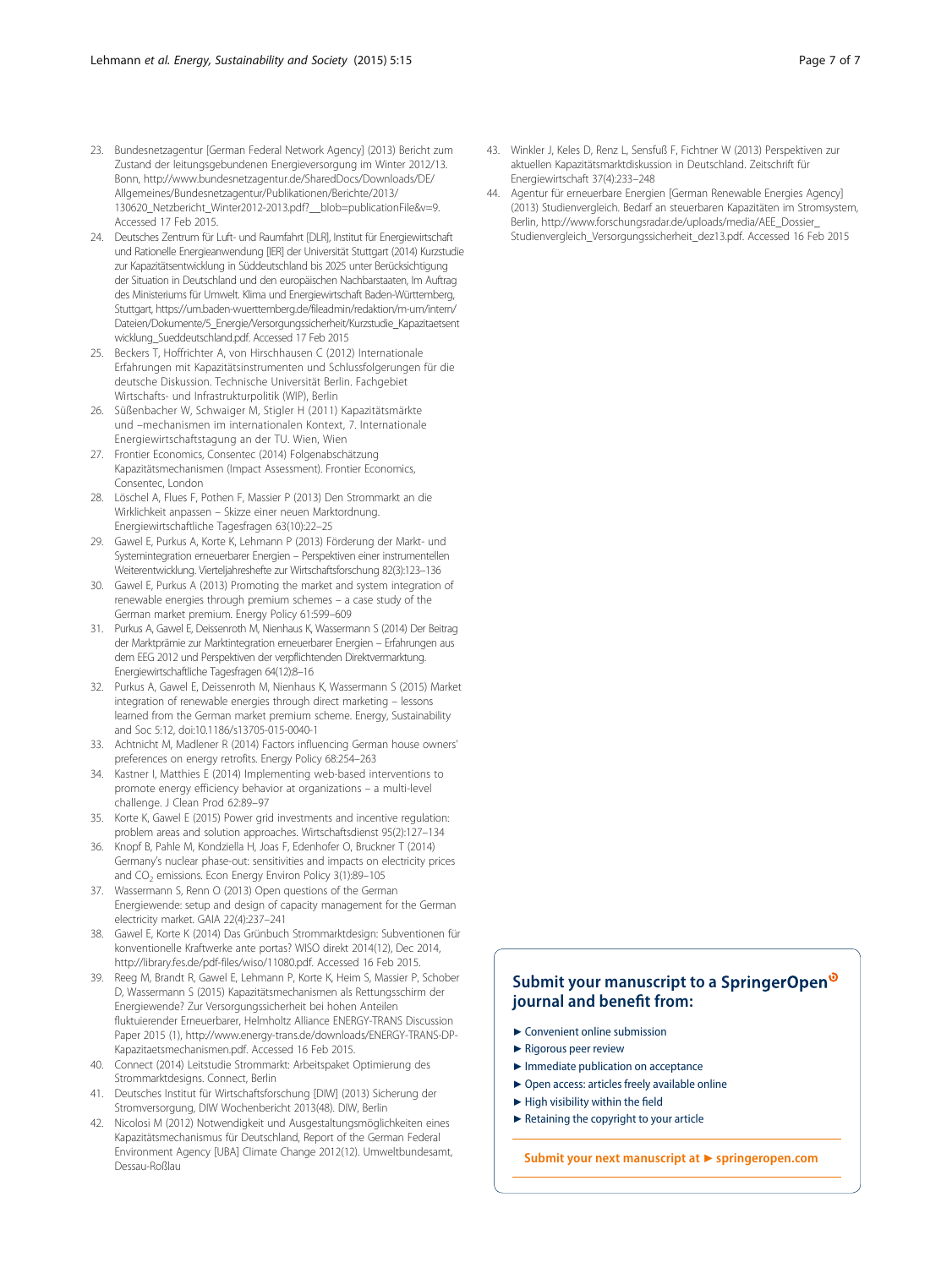23. Bundesnetzagentur [German Federal Network Agency] (2013) Bericht zum Zustand der leitungsgebundenen Energieversorgung im Winter 2012/13. Bonn, http://www.bundesnetzagentur.de/SharedDocs/Downloads/DE/Allgemeines/Bundesnetzagentur/Publikationen/Berichte/2013/130620_Netzbericht_Winter2012-2013.pdf?__blob=publicationFile&v=9. Accessed 17 Feb 2015.
24. Deutsches Zentrum für Luft- und Raumfahrt [DLR], Institut für Energiewirtschaft und Rationelle Energieanwendung [IER] der Universität Stuttgart (2014) Kurzstudie zur Kapazitätsentwicklung in Süddeutschland bis 2025 unter Berücksichtigung der Situation in Deutschland und den europäischen Nachbarstaaten, Im Auftrag des Ministeriums für Umwelt. Klima und Energiewirtschaft Baden-Württemberg, Stuttgart, https://um.baden-wuerttemberg.de/fileadmin/redaktion/m-um/intern/Dateien/Dokumente/5_Energie/Versorgungssicherheit/Kurzstudie_Kapazitaetsentwicklung_Sueddeutschland.pdf. Accessed 17 Feb 2015
25. Beckers T, Hoffrichter A, von Hirschhausen C (2012) Internationale Erfahrungen mit Kapazitätsinstrumenten und Schlussfolgerungen für die deutsche Diskussion. Technische Universität Berlin. Fachgebiet Wirtschafts- und Infrastrukturpolitik (WIP), Berlin
26. Süßenbacher W, Schwaiger M, Stigler H (2011) Kapazitätsmärkte und –mechanismen im internationalen Kontext, 7. Internationale Energiewirtschaftstagung an der TU. Wien, Wien
27. Frontier Economics, Consentec (2014) Folgenabschätzung Kapazitätsmechanismen (Impact Assessment). Frontier Economics, Consentec, London
28. Löschel A, Flues F, Pothen F, Massier P (2013) Den Strommarkt an die Wirklichkeit anpassen – Skizze einer neuen Marktordnung. Energiewirtschaftliche Tagesfragen 63(10):22–25
29. Gawel E, Purkus A, Korte K, Lehmann P (2013) Förderung der Markt- und Systemintegration erneuerbarer Energien – Perspektiven einer instrumentellen Weiterentwicklung. Vierteljahreshefte zur Wirtschaftsforschung 82(3):123–136
30. Gawel E, Purkus A (2013) Promoting the market and system integration of renewable energies through premium schemes – a case study of the German market premium. Energy Policy 61:599–609
31. Purkus A, Gawel E, Deissenroth M, Nienhaus K, Wassermann S (2014) Der Beitrag der Marktprämie zur Marktintegration erneuerbarer Energien – Erfahrungen aus dem EEG 2012 und Perspektiven der verpflichtenden Direktvermarktung. Energiewirtschaftliche Tagesfragen 64(12):8–16
32. Purkus A, Gawel E, Deissenroth M, Nienhaus K, Wassermann S (2015) Market integration of renewable energies through direct marketing – lessons learned from the German market premium scheme. Energy, Sustainability and Soc 5:12, doi:10.1186/s13705-015-0040-1
33. Achtnicht M, Madlener R (2014) Factors influencing German house owners' preferences on energy retrofits. Energy Policy 68:254–263
34. Kastner I, Matthies E (2014) Implementing web-based interventions to promote energy efficiency behavior at organizations – a multi-level challenge. J Clean Prod 62:89–97
35. Korte K, Gawel E (2015) Power grid investments and incentive regulation: problem areas and solution approaches. Wirtschaftsdienst 95(2):127–134
36. Knopf B, Pahle M, Kondziella H, Joas F, Edenhofer O, Bruckner T (2014) Germany's nuclear phase-out: sensitivities and impacts on electricity prices and $CO_2$ emissions. Econ Energy Environ Policy 3(1):89–105
37. Wassermann S, Renn O (2013) Open questions of the German Energiewende: setup and design of capacity management for the German electricity market. GAIA 22(4):237–241
38. Gawel E, Korte K (2014) Das Grünbuch Strommarktdesign: Subventionen für konventionelle Kraftwerke ante portas? WISO direkt 2014(12), Dec 2014, http://library.fes.de/pdf-files/wiso/11080.pdf. Accessed 16 Feb 2015.
39. Reeg M, Brandt R, Gawel E, Lehmann P, Korte K, Heim S, Massier P, Schober D, Wassermann S (2015) Kapazitätsmechanismen als Rettungsschirm der Energiewende? Zur Versorgungssicherheit bei hohen Anteilen fluktuierender Erneuerbarer, Helmholtz Alliance ENERGY-TRANS Discussion Paper 2015 (1), http://www.energy-trans.de/downloads/ENERGY-TRANS-DP-Kapazitaetsmechanismen.pdf. Accessed 16 Feb 2015.
40. Connect (2014) Leitstudie Strommarkt: Arbeitspaket Optimierung des Strommarktdesigns. Connect, Berlin
41. Deutsches Institut für Wirtschaftsforschung [DIW] (2013) Sicherung der Stromversorgung, DIW Wochenbericht 2013(48). DIW, Berlin
42. Nicolosi M (2012) Notwendigkeit und Ausgestaltungsmöglichkeiten eines Kapazitätsmechanismus für Deutschland, Report of the German Federal Environment Agency [UBA] Climate Change 2012(12). Umweltbundesamt, Dessau-Roßlau
43. Winkler J, Keles D, Renz L, Sensfuß F, Fichtner W (2013) Perspektiven zur aktuellen Kapazitätsmarktdiskussion in Deutschland. Zeitschrift für Energiewirtschaft 37(4):233–248
44. Agentur für erneuerbare Energien [German Renewable Energies Agency] (2013) Studienvergleich. Bedarf an steuerbaren Kapazitäten im Stromsystem, Berlin, http://www.forschungsradar.de/uploads/media/AEE_Dossier_Studienvergleich_Versorgungssicherheit_dez13.pdf. Accessed 16 Feb 2015

**Submit your manuscript to a SpringerOpen journal and benefit from:**

- ► Convenient online submission
- ► Rigorous peer review
- ► Immediate publication on acceptance
- ► Open access: articles freely available online
- ► High visibility within the field
- ► Retaining the copyright to your article

**Submit your next manuscript at ► springeropen.com**